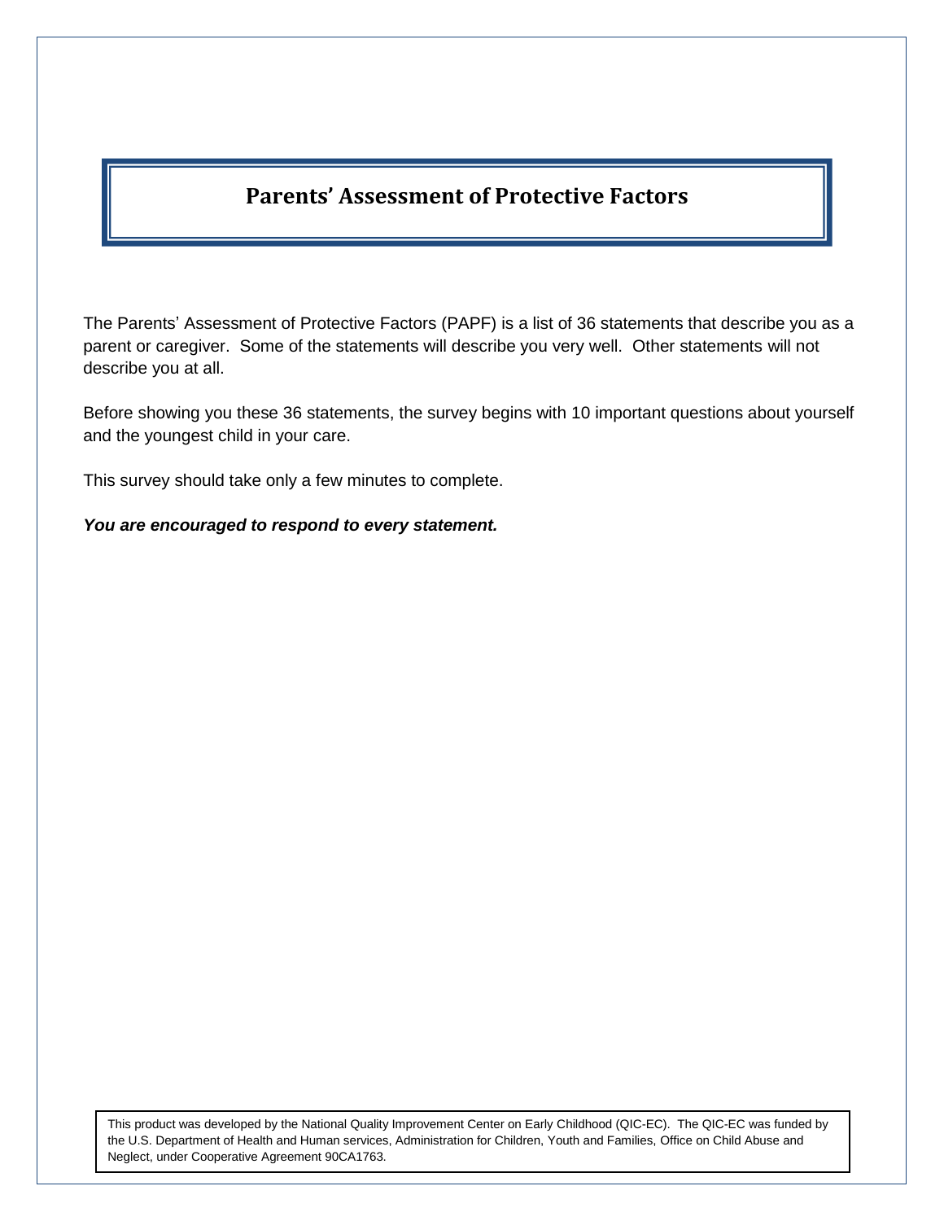# Parents' Assessment of Protective Factors

The Parents' Assessment of Protective Factors (PAPF) is a list of 36 statements that describe you as a parent or caregiver. Some of the statements will describe you very well. Other statements will not describe you at all.

Before showing you these 36 statements, the survey begins with 10 important questions about yourself and the youngest child in your care.

This survey should take only a few minutes to complete.

***You are encouraged to respond to every statement.***

This product was developed by the National Quality Improvement Center on Early Childhood (QIC-EC). The QIC-EC was funded by the U.S. Department of Health and Human services, Administration for Children, Youth and Families, Office on Child Abuse and Neglect, under Cooperative Agreement 90CA1763.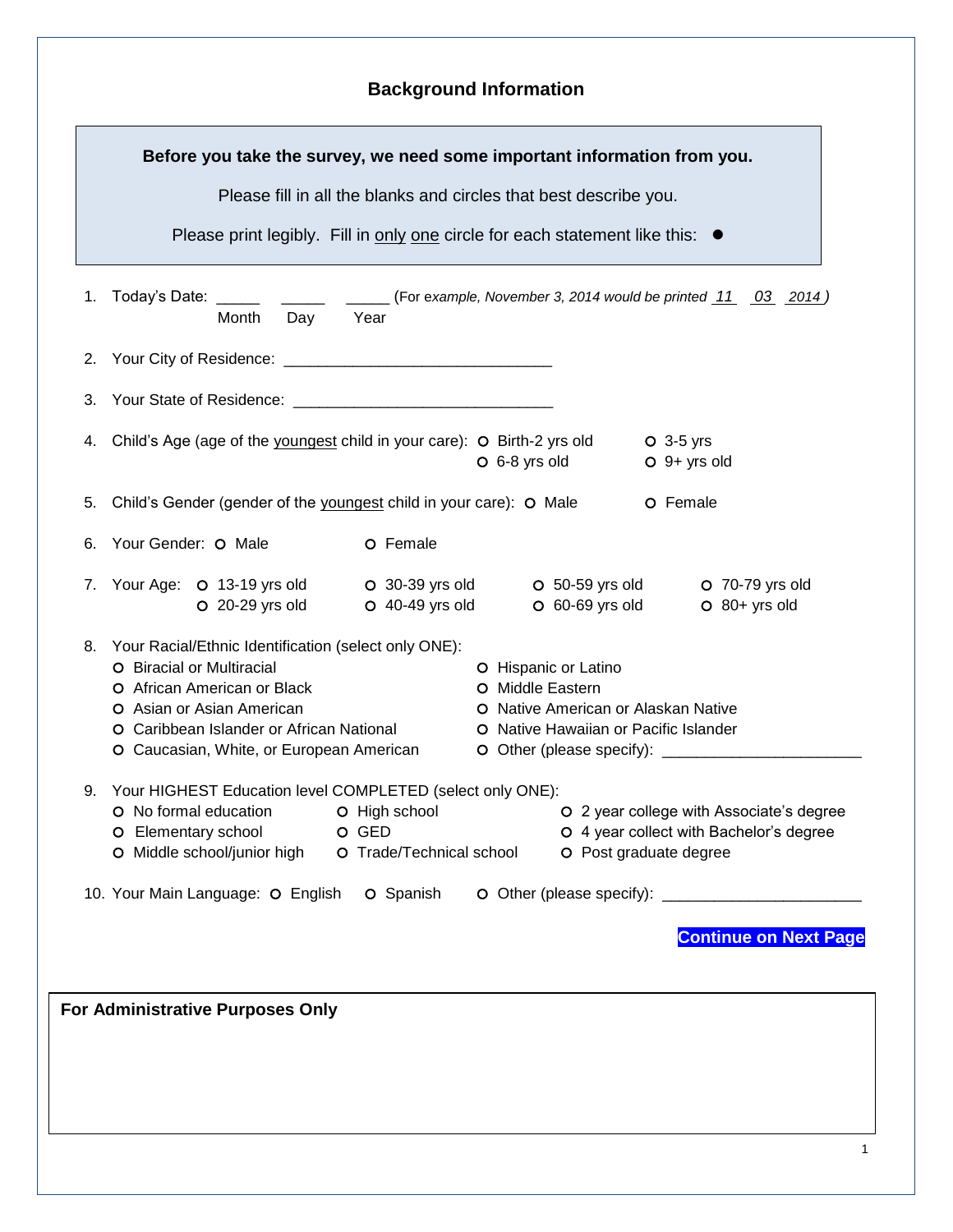# Background Information

**Before you take the survey, we need some important information from you.**

Please fill in all the blanks and circles that best describe you.

Please print legibly. Fill in only one circle for each statement like this: ●

1. Today's Date: _____ _____ _____ (For *example, November 3, 2014 would be printed* _11_ _03_ _2014_ )
   Month Day Year

2. Your City of Residence: ______________________________

3. Your State of Residence: ______________________________

4. Child's Age (age of the youngest child in your care):
   - O Birth-2 yrs old
   - O 3-5 yrs
   - O 6-8 yrs old
   - O 9+ yrs old

5. Child's Gender (gender of the youngest child in your care): O Male O Female

6. Your Gender: O Male O Female

7. Your Age:
   - O 13-19 yrs old
   - O 20-29 yrs old
   - O 30-39 yrs old
   - O 40-49 yrs old
   - O 50-59 yrs old
   - O 60-69 yrs old
   - O 70-79 yrs old
   - O 80+ yrs old

8. Your Racial/Ethnic Identification (select only ONE):
   - O Biracial or Multiracial
   - O African American or Black
   - O Asian or Asian American
   - O Caribbean Islander or African National
   - O Caucasian, White, or European American
   - O Hispanic or Latino
   - O Middle Eastern
   - O Native American or Alaskan Native
   - O Native Hawaiian or Pacific Islander
   - O Other (please specify): ______________________

9. Your HIGHEST Education level COMPLETED (select only ONE):
   - O No formal education
   - O Elementary school
   - O Middle school/junior high
   - O High school
   - O GED
   - O Trade/Technical school
   - O 2 year college with Associate's degree
   - O 4 year collect with Bachelor's degree
   - O Post graduate degree

10. Your Main Language: O English O Spanish O Other (please specify): ______________________

**Continue on Next Page**

**For Administrative Purposes Only**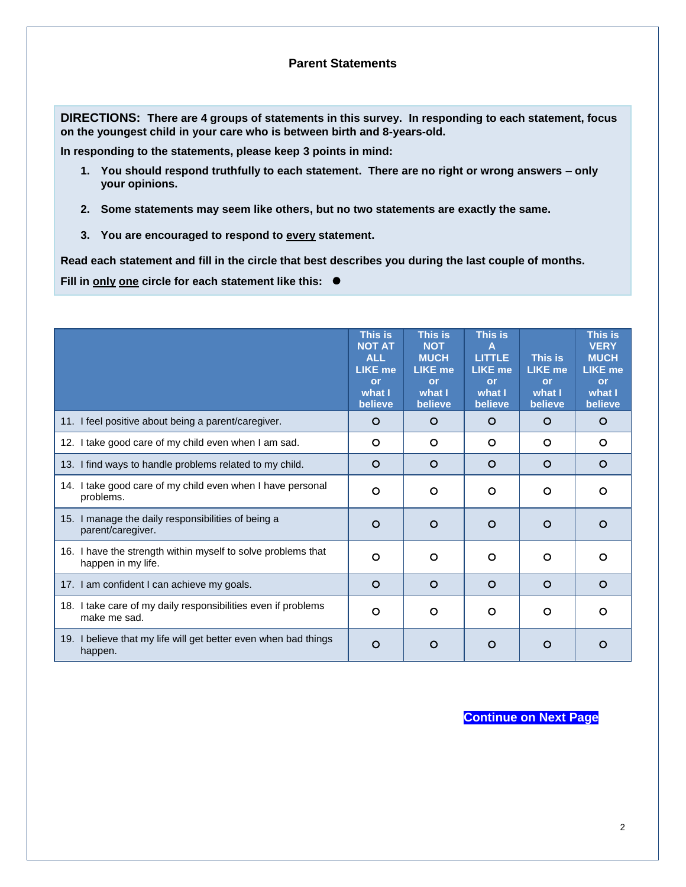## Parent Statements

**DIRECTIONS: There are 4 groups of statements in this survey. In responding to each statement, focus on the youngest child in your care who is between birth and 8-years-old.**

**In responding to the statements, please keep 3 points in mind:**

1. **You should respond truthfully to each statement. There are no right or wrong answers – only your opinions.**
2. **Some statements may seem like others, but no two statements are exactly the same.**
3. **You are encouraged to respond to <u>every</u> statement.**

**Read each statement and fill in the circle that best describes you during the last couple of months.**

**Fill in <u>only</u> <u>one</u> circle for each statement like this: ●**

| | This is NOT AT ALL LIKE me or what I believe | This is NOT MUCH LIKE me or what I believe | This is A LITTLE LIKE me or what I believe | This is LIKE me or what I believe | This is VERY MUCH LIKE me or what I believe |
|---|---|---|---|---|---|
| 11. I feel positive about being a parent/caregiver. | ○ | ○ | ○ | ○ | ○ |
| 12. I take good care of my child even when I am sad. | ○ | ○ | ○ | ○ | ○ |
| 13. I find ways to handle problems related to my child. | ○ | ○ | ○ | ○ | ○ |
| 14. I take good care of my child even when I have personal problems. | ○ | ○ | ○ | ○ | ○ |
| 15. I manage the daily responsibilities of being a parent/caregiver. | ○ | ○ | ○ | ○ | ○ |
| 16. I have the strength within myself to solve problems that happen in my life. | ○ | ○ | ○ | ○ | ○ |
| 17. I am confident I can achieve my goals. | ○ | ○ | ○ | ○ | ○ |
| 18. I take care of my daily responsibilities even if problems make me sad. | ○ | ○ | ○ | ○ | ○ |
| 19. I believe that my life will get better even when bad things happen. | ○ | ○ | ○ | ○ | ○ |

**Continue on Next Page**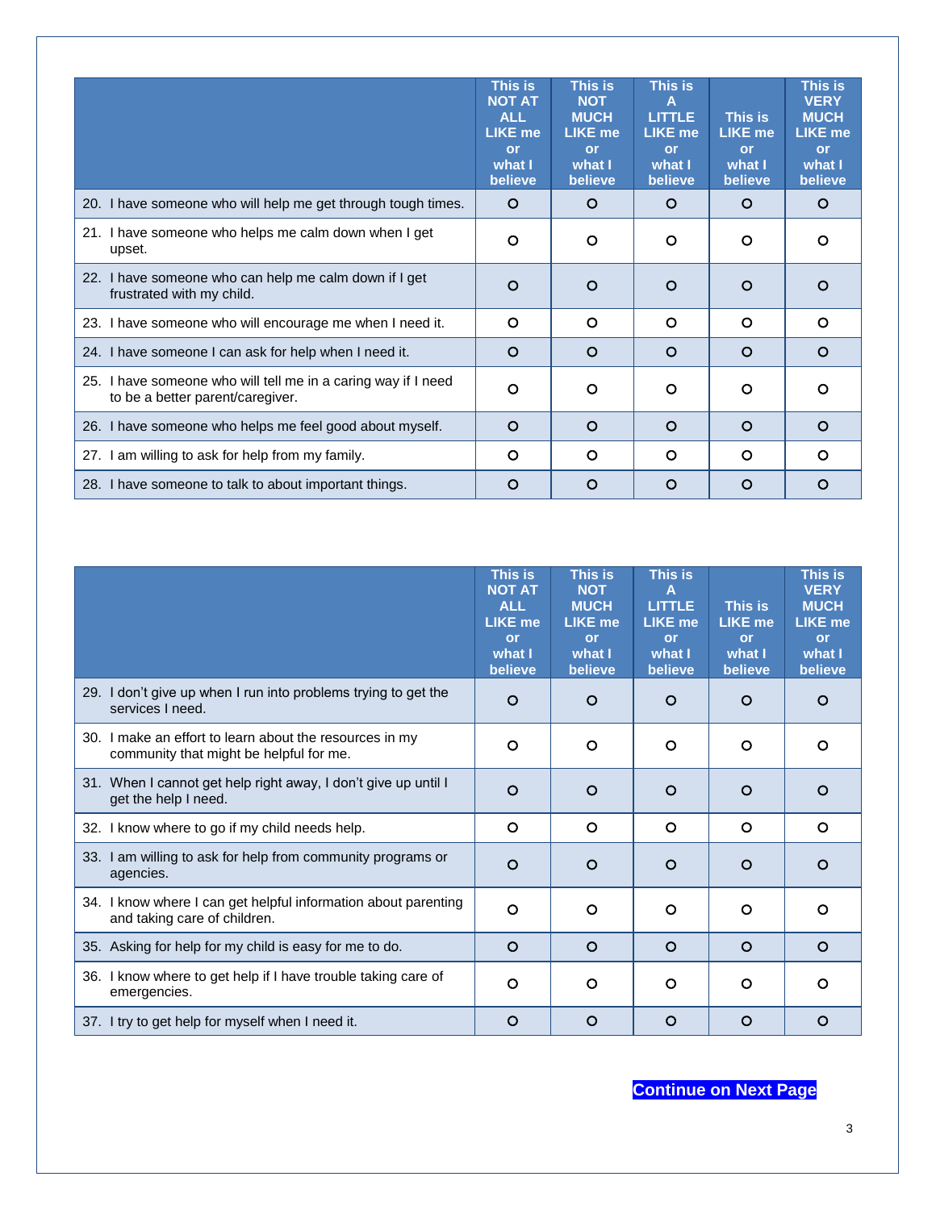| | This is NOT AT ALL LIKE me or what I believe | This is NOT MUCH LIKE me or what I believe | This is A LITTLE LIKE me or what I believe | This is LIKE me or what I believe | This is VERY MUCH LIKE me or what I believe |
|---|---|---|---|---|---|
| 20. I have someone who will help me get through tough times. | O | O | O | O | O |
| 21. I have someone who helps me calm down when I get upset. | O | O | O | O | O |
| 22. I have someone who can help me calm down if I get frustrated with my child. | O | O | O | O | O |
| 23. I have someone who will encourage me when I need it. | O | O | O | O | O |
| 24. I have someone I can ask for help when I need it. | O | O | O | O | O |
| 25. I have someone who will tell me in a caring way if I need to be a better parent/caregiver. | O | O | O | O | O |
| 26. I have someone who helps me feel good about myself. | O | O | O | O | O |
| 27. I am willing to ask for help from my family. | O | O | O | O | O |
| 28. I have someone to talk to about important things. | O | O | O | O | O |

| | This is NOT AT ALL LIKE me or what I believe | This is NOT MUCH LIKE me or what I believe | This is A LITTLE LIKE me or what I believe | This is LIKE me or what I believe | This is VERY MUCH LIKE me or what I believe |
|---|---|---|---|---|---|
| 29. I don't give up when I run into problems trying to get the services I need. | O | O | O | O | O |
| 30. I make an effort to learn about the resources in my community that might be helpful for me. | O | O | O | O | O |
| 31. When I cannot get help right away, I don't give up until I get the help I need. | O | O | O | O | O |
| 32. I know where to go if my child needs help. | O | O | O | O | O |
| 33. I am willing to ask for help from community programs or agencies. | O | O | O | O | O |
| 34. I know where I can get helpful information about parenting and taking care of children. | O | O | O | O | O |
| 35. Asking for help for my child is easy for me to do. | O | O | O | O | O |
| 36. I know where to get help if I have trouble taking care of emergencies. | O | O | O | O | O |
| 37. I try to get help for myself when I need it. | O | O | O | O | O |

**Continue on Next Page**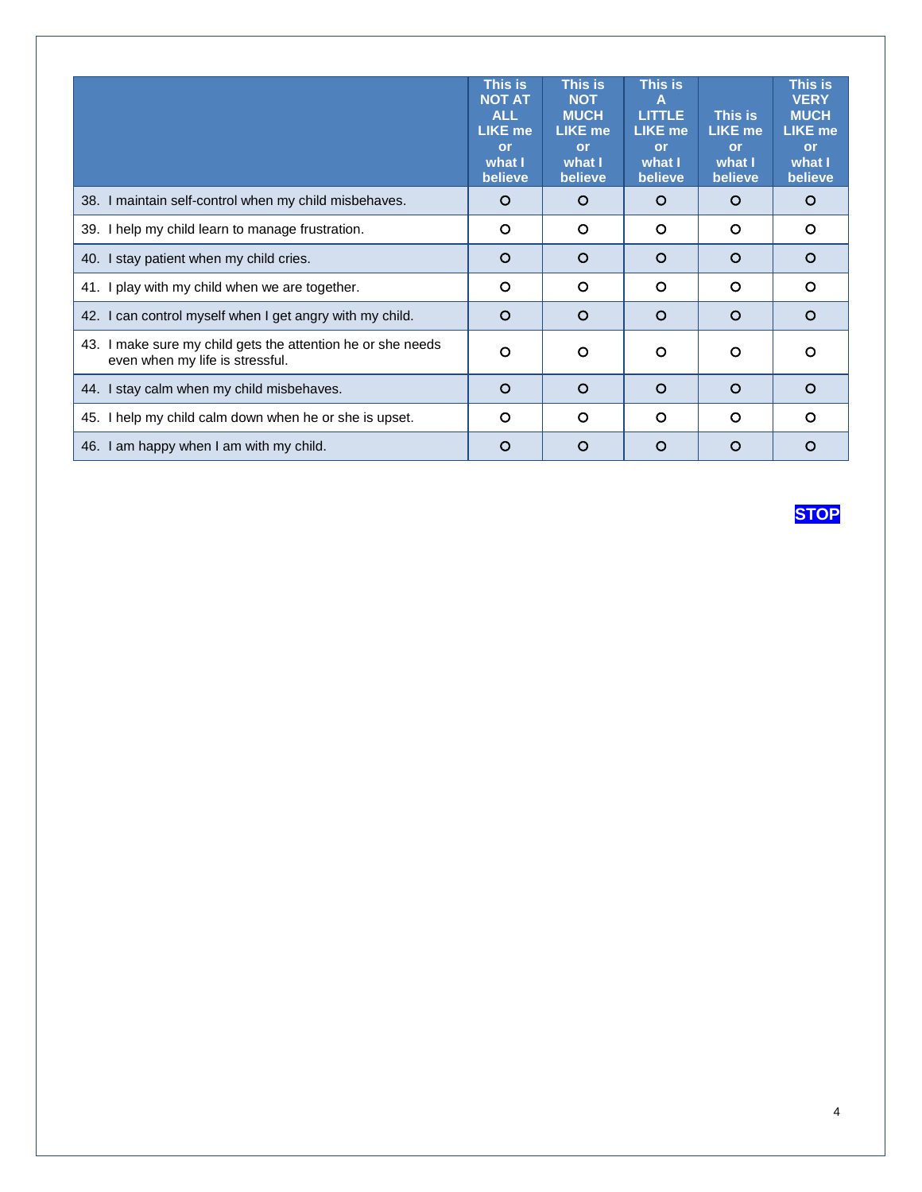| | This is NOT AT ALL LIKE me or what I believe | This is NOT MUCH LIKE me or what I believe | This is A LITTLE LIKE me or what I believe | This is LIKE me or what I believe | This is VERY MUCH LIKE me or what I believe |
|---|---|---|---|---|---|
| 38. I maintain self-control when my child misbehaves. | O | O | O | O | O |
| 39. I help my child learn to manage frustration. | O | O | O | O | O |
| 40. I stay patient when my child cries. | O | O | O | O | O |
| 41. I play with my child when we are together. | O | O | O | O | O |
| 42. I can control myself when I get angry with my child. | O | O | O | O | O |
| 43. I make sure my child gets the attention he or she needs even when my life is stressful. | O | O | O | O | O |
| 44. I stay calm when my child misbehaves. | O | O | O | O | O |
| 45. I help my child calm down when he or she is upset. | O | O | O | O | O |
| 46. I am happy when I am with my child. | O | O | O | O | O |

**STOP**